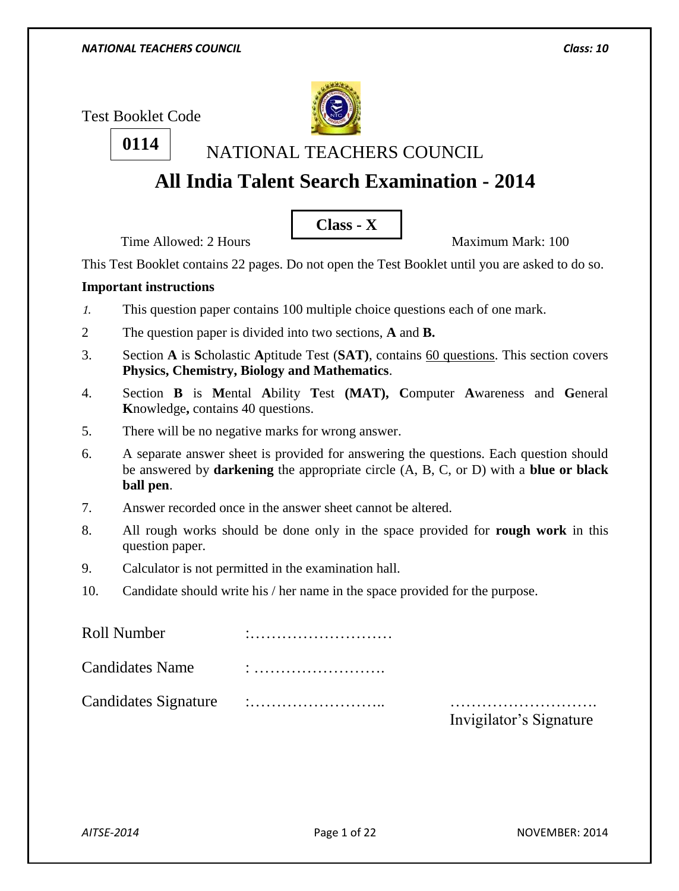Test Booklet Code

**0114**

# NATIONAL TEACHERS COUNCIL

# All India Talent Search Examination - 2014

**Class - X**

Time Allowed: 2 Hours    Maximum Mark: 100

This Test Booklet contains 22 pages. Do not open the Test Booklet until you are asked to do so.

**Important instructions**

1. This question paper contains 100 multiple choice questions each of one mark.
2. The question paper is divided into two sections, **A** and **B.**
3. Section **A** is **S**cholastic **A**ptitude Test (**SAT)**, contains 60 questions. This section covers **Physics, Chemistry, Biology and Mathematics**.
4. Section **B** is **M**ental **A**bility **T**est **(MAT), C**omputer **A**wareness and **G**eneral **K**nowledge**,** contains 40 questions.
5. There will be no negative marks for wrong answer.
6. A separate answer sheet is provided for answering the questions. Each question should be answered by **darkening** the appropriate circle (A, B, C, or D) with a **blue or black ball pen**.
7. Answer recorded once in the answer sheet cannot be altered.
8. All rough works should be done only in the space provided for **rough work** in this question paper.
9. Calculator is not permitted in the examination hall.
10. Candidate should write his / her name in the space provided for the purpose.

Roll Number :………………………

Candidates Name : …………………….

Candidates Signature :……………………..

……………………….
Invigilator's Signature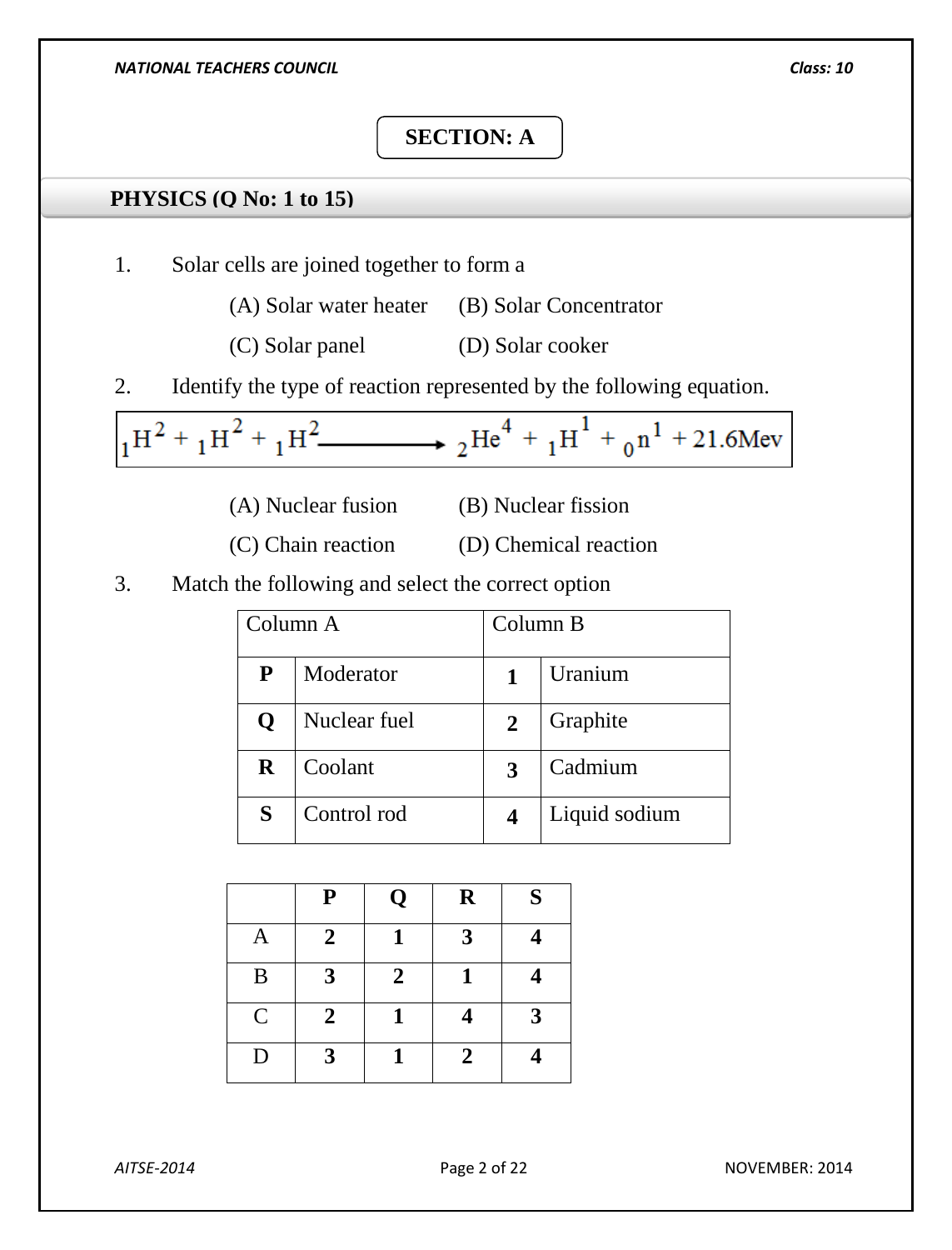## SECTION: A

### PHYSICS (Q No: 1 to 15)

1. Solar cells are joined together to form a

   (A) Solar water heater (B) Solar Concentrator

   (C) Solar panel (D) Solar cooker

2. Identify the type of reaction represented by the following equation.

$$_1H^2 + {_1H^2} + {_1H^2} \longrightarrow {_2He^4} + {_1H^1} + {_0n^1} + 21.6\text{Mev}$$

   (A) Nuclear fusion (B) Nuclear fission

   (C) Chain reaction (D) Chemical reaction

3. Match the following and select the correct option

| Column A | | Column B | |
|---|---|---|---|
| **P** | Moderator | **1** | Uranium |
| **Q** | Nuclear fuel | **2** | Graphite |
| **R** | Coolant | **3** | Cadmium |
| **S** | Control rod | **4** | Liquid sodium |

| | **P** | **Q** | **R** | **S** |
|---|---|---|---|---|
| A | **2** | **1** | **3** | **4** |
| B | **3** | **2** | **1** | **4** |
| C | **2** | **1** | **4** | **3** |
| D | **3** | **1** | **2** | **4** |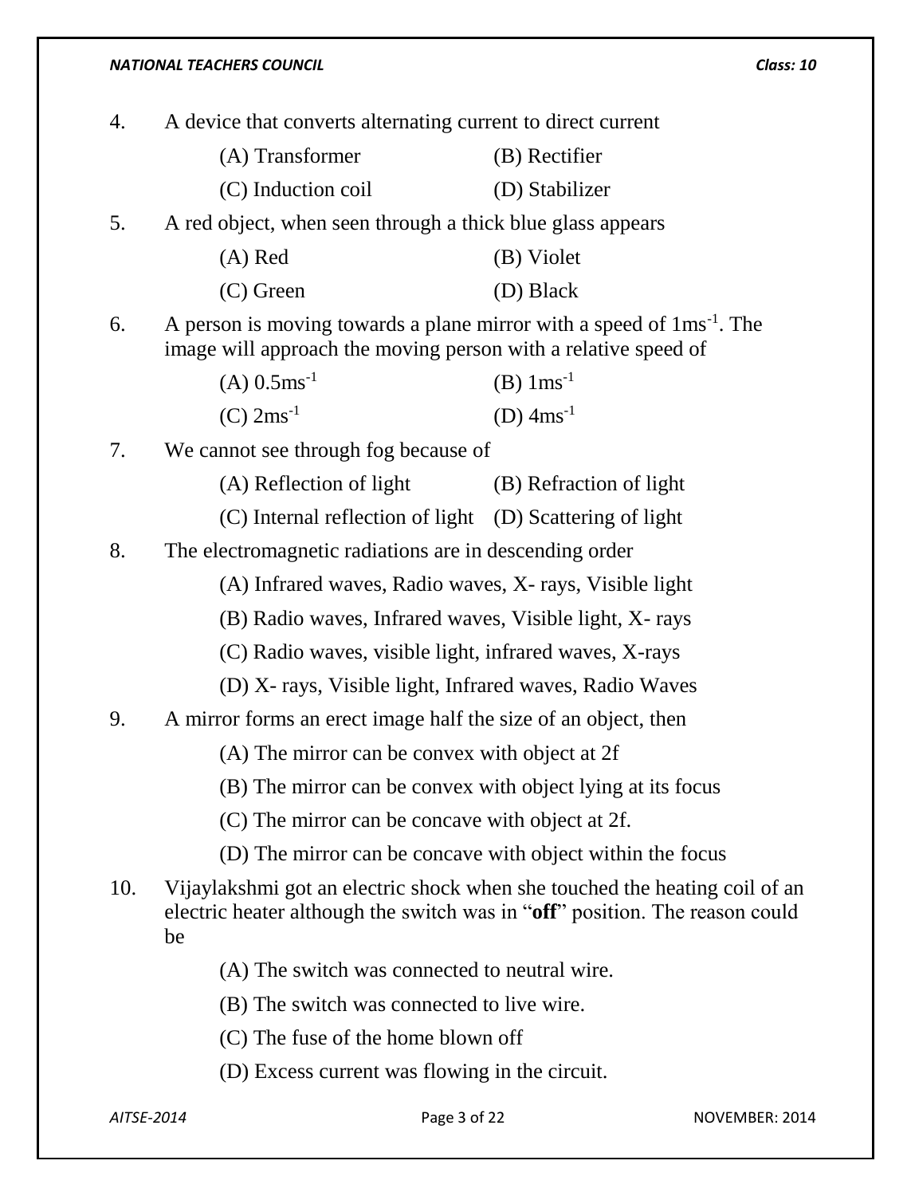4. A device that converts alternating current to direct current

   (A) Transformer (B) Rectifier

   (C) Induction coil (D) Stabilizer

5. A red object, when seen through a thick blue glass appears

   (A) Red (B) Violet

   (C) Green (D) Black

6. A person is moving towards a plane mirror with a speed of $1ms^{-1}$. The image will approach the moving person with a relative speed of

   (A) $0.5ms^{-1}$ (B) $1ms^{-1}$

   (C) $2ms^{-1}$ (D) $4ms^{-1}$

7. We cannot see through fog because of

   (A) Reflection of light (B) Refraction of light

   (C) Internal reflection of light (D) Scattering of light

8. The electromagnetic radiations are in descending order

   (A) Infrared waves, Radio waves, X- rays, Visible light

   (B) Radio waves, Infrared waves, Visible light, X- rays

   (C) Radio waves, visible light, infrared waves, X-rays

   (D) X- rays, Visible light, Infrared waves, Radio Waves

9. A mirror forms an erect image half the size of an object, then

   (A) The mirror can be convex with object at 2f

   (B) The mirror can be convex with object lying at its focus

   (C) The mirror can be concave with object at 2f.

   (D) The mirror can be concave with object within the focus

10. Vijaylakshmi got an electric shock when she touched the heating coil of an electric heater although the switch was in "**off**" position. The reason could be

    (A) The switch was connected to neutral wire.

    (B) The switch was connected to live wire.

    (C) The fuse of the home blown off

    (D) Excess current was flowing in the circuit.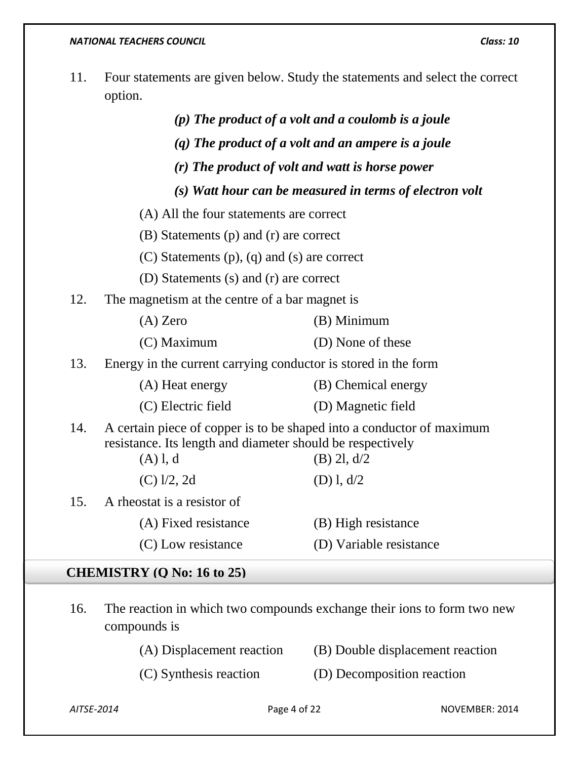11. Four statements are given below. Study the statements and select the correct option.

    ***(p) The product of a volt and a coulomb is a joule***

    ***(q) The product of a volt and an ampere is a joule***

    ***(r) The product of volt and watt is horse power***

    ***(s) Watt hour can be measured in terms of electron volt***

    (A) All the four statements are correct

    (B) Statements (p) and (r) are correct

    (C) Statements (p), (q) and (s) are correct

    (D) Statements (s) and (r) are correct

12. The magnetism at the centre of a bar magnet is

    (A) Zero　　(B) Minimum

    (C) Maximum　　(D) None of these

13. Energy in the current carrying conductor is stored in the form

    (A) Heat energy　　(B) Chemical energy

    (C) Electric field　　(D) Magnetic field

14. A certain piece of copper is to be shaped into a conductor of maximum resistance. Its length and diameter should be respectively

    (A) l, d　　(B) 2l, d/2

    (C) l/2, 2d　　(D) l, d/2

15. A rheostat is a resistor of

    (A) Fixed resistance　　(B) High resistance

    (C) Low resistance　　(D) Variable resistance

## CHEMISTRY (Q No: 16 to 25)

16. The reaction in which two compounds exchange their ions to form two new compounds is

    (A) Displacement reaction　　(B) Double displacement reaction

    (C) Synthesis reaction　　(D) Decomposition reaction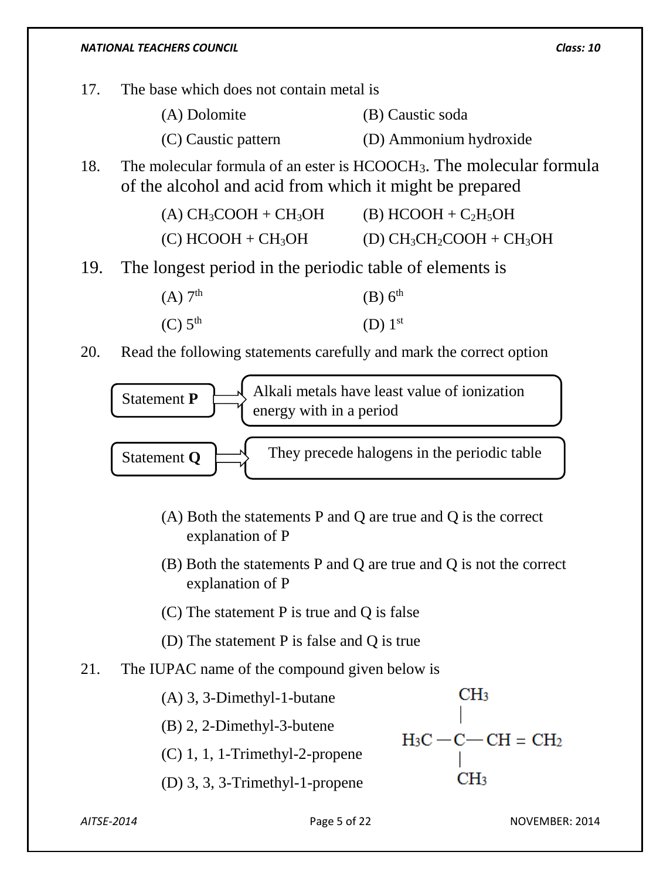17. The base which does not contain metal is

(A) Dolomite (B) Caustic soda

(C) Caustic pattern (D) Ammonium hydroxide

18. The molecular formula of an ester is $HCOOCH_3$. The molecular formula of the alcohol and acid from which it might be prepared

(A) $CH_3COOH + CH_3OH$ (B) $HCOOH + C_2H_5OH$

(C) $HCOOH + CH_3OH$ (D) $CH_3CH_2COOH + CH_3OH$

19. The longest period in the periodic table of elements is

(A) 7th (B) 6th

(C) 5th (D) 1st

20. Read the following statements carefully and mark the correct option

Statement **P** ⟹ Alkali metals have least value of ionization energy with in a period

Statement **Q** ⟹ They precede halogens in the periodic table

(A) Both the statements P and Q are true and Q is the correct explanation of P

(B) Both the statements P and Q are true and Q is not the correct explanation of P

(C) The statement P is true and Q is false

(D) The statement P is false and Q is true

21. The IUPAC name of the compound given below is

$$H_3C - \underset{\displaystyle CH_3}{\overset{\displaystyle CH_3}{\underset{|}{\overset{|}{C}}}} - CH = CH_2$$

(A) 3, 3-Dimethyl-1-butane

(B) 2, 2-Dimethyl-3-butene

(C) 1, 1, 1-Trimethyl-2-propene

(D) 3, 3, 3-Trimethyl-1-propene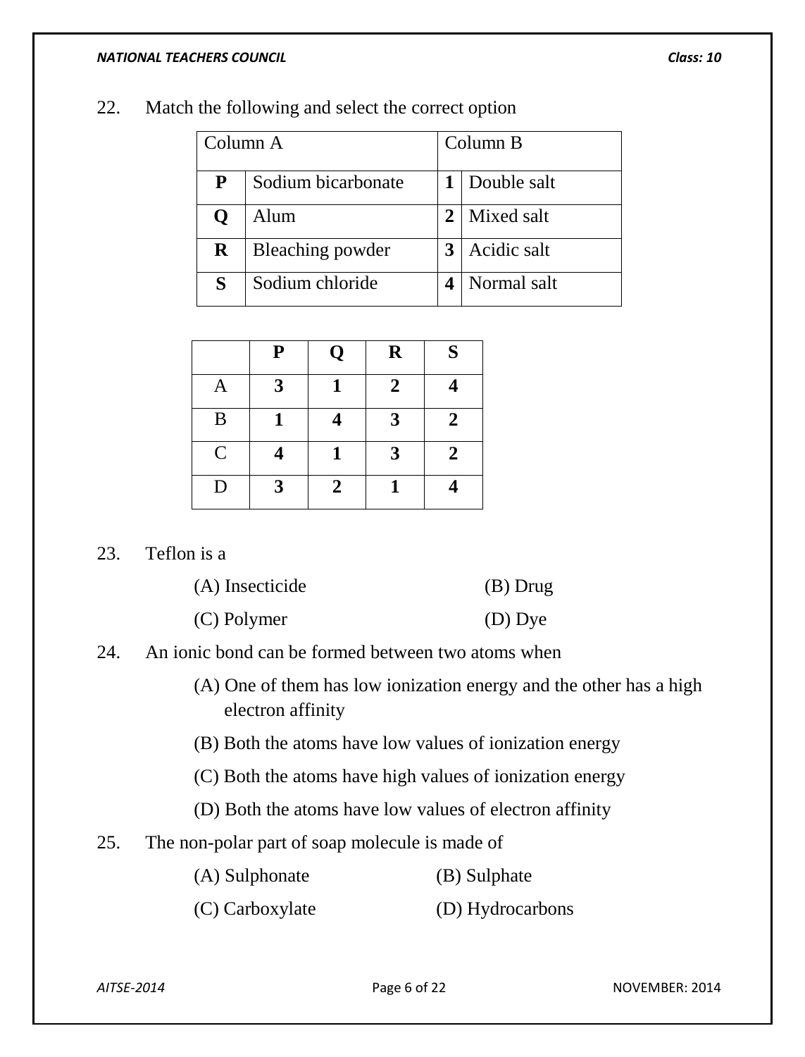22. Match the following and select the correct option

| Column A | | Column B | |
|---|---|---|---|
| **P** | Sodium bicarbonate | **1** | Double salt |
| **Q** | Alum | **2** | Mixed salt |
| **R** | Bleaching powder | **3** | Acidic salt |
| **S** | Sodium chloride | **4** | Normal salt |

| | **P** | **Q** | **R** | **S** |
|---|---|---|---|---|
| A | **3** | **1** | **2** | **4** |
| B | **1** | **4** | **3** | **2** |
| C | **4** | **1** | **3** | **2** |
| D | **3** | **2** | **1** | **4** |

23. Teflon is a

(A) Insecticide (B) Drug

(C) Polymer (D) Dye

24. An ionic bond can be formed between two atoms when

(A) One of them has low ionization energy and the other has a high electron affinity

(B) Both the atoms have low values of ionization energy

(C) Both the atoms have high values of ionization energy

(D) Both the atoms have low values of electron affinity

25. The non-polar part of soap molecule is made of

(A) Sulphonate (B) Sulphate

(C) Carboxylate (D) Hydrocarbons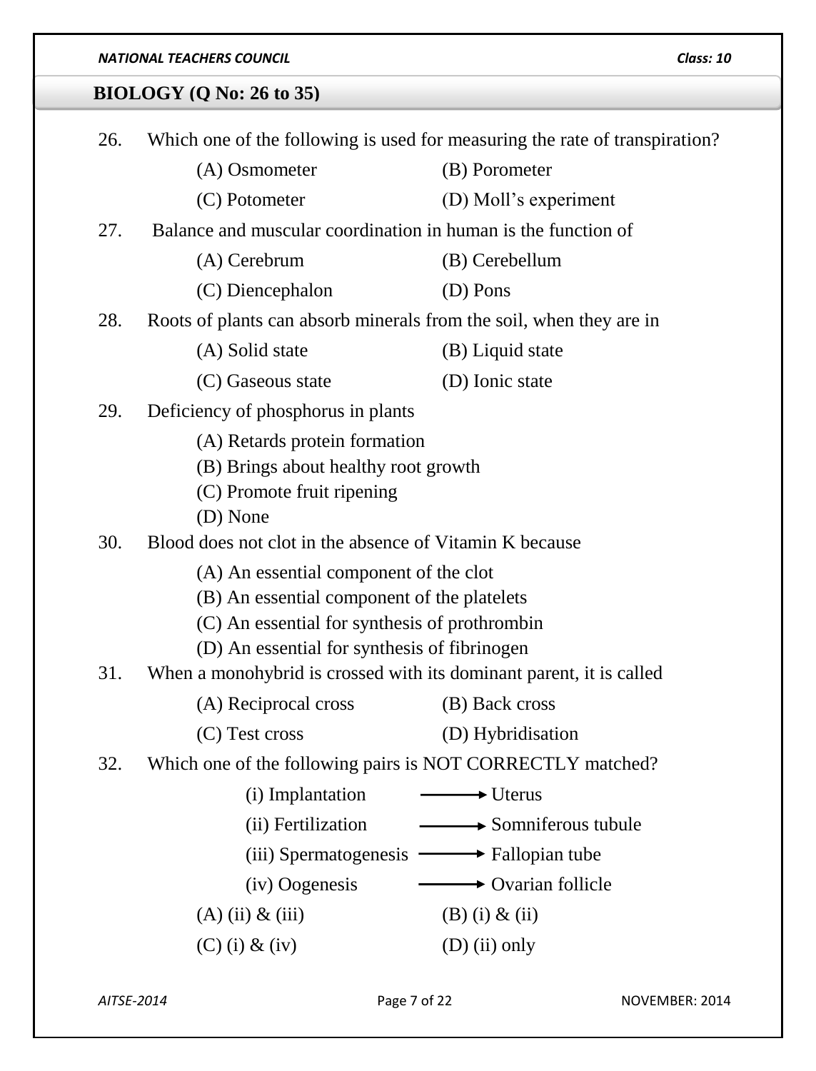## BIOLOGY (Q No: 26 to 35)

26. Which one of the following is used for measuring the rate of transpiration?

    (A) Osmometer (B) Porometer

    (C) Potometer (D) Moll's experiment

27. Balance and muscular coordination in human is the function of

    (A) Cerebrum (B) Cerebellum

    (C) Diencephalon (D) Pons

28. Roots of plants can absorb minerals from the soil, when they are in

    (A) Solid state (B) Liquid state

    (C) Gaseous state (D) Ionic state

29. Deficiency of phosphorus in plants

    (A) Retards protein formation
    (B) Brings about healthy root growth
    (C) Promote fruit ripening
    (D) None

30. Blood does not clot in the absence of Vitamin K because

    (A) An essential component of the clot
    (B) An essential component of the platelets
    (C) An essential for synthesis of prothrombin
    (D) An essential for synthesis of fibrinogen

31. When a monohybrid is crossed with its dominant parent, it is called

    (A) Reciprocal cross (B) Back cross

    (C) Test cross (D) Hybridisation

32. Which one of the following pairs is NOT CORRECTLY matched?

    (i) Implantation → Uterus
    (ii) Fertilization → Somniferous tubule
    (iii) Spermatogenesis → Fallopian tube
    (iv) Oogenesis → Ovarian follicle

    (A) (ii) & (iii) (B) (i) & (ii)

    (C) (i) & (iv) (D) (ii) only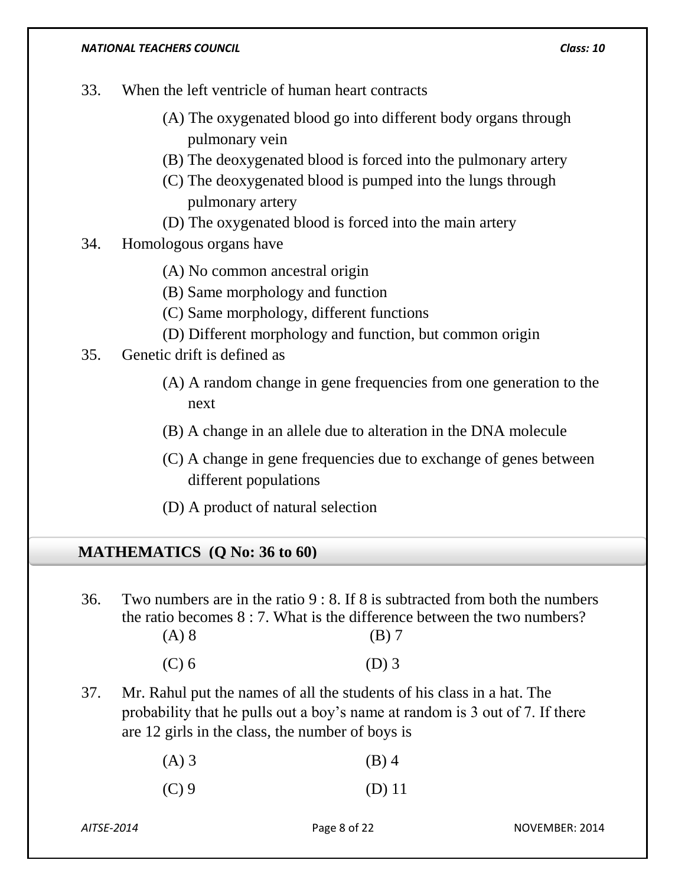33. When the left ventricle of human heart contracts

    (A) The oxygenated blood go into different body organs through pulmonary vein
    (B) The deoxygenated blood is forced into the pulmonary artery
    (C) The deoxygenated blood is pumped into the lungs through pulmonary artery
    (D) The oxygenated blood is forced into the main artery

34. Homologous organs have

    (A) No common ancestral origin
    (B) Same morphology and function
    (C) Same morphology, different functions
    (D) Different morphology and function, but common origin

35. Genetic drift is defined as

    (A) A random change in gene frequencies from one generation to the next

    (B) A change in an allele due to alteration in the DNA molecule

    (C) A change in gene frequencies due to exchange of genes between different populations

    (D) A product of natural selection

## MATHEMATICS (Q No: 36 to 60)

36. Two numbers are in the ratio 9 : 8. If 8 is subtracted from both the numbers the ratio becomes 8 : 7. What is the difference between the two numbers?

    (A) 8 (B) 7

    (C) 6 (D) 3

37. Mr. Rahul put the names of all the students of his class in a hat. The probability that he pulls out a boy's name at random is 3 out of 7. If there are 12 girls in the class, the number of boys is

    (A) 3 (B) 4

    (C) 9 (D) 11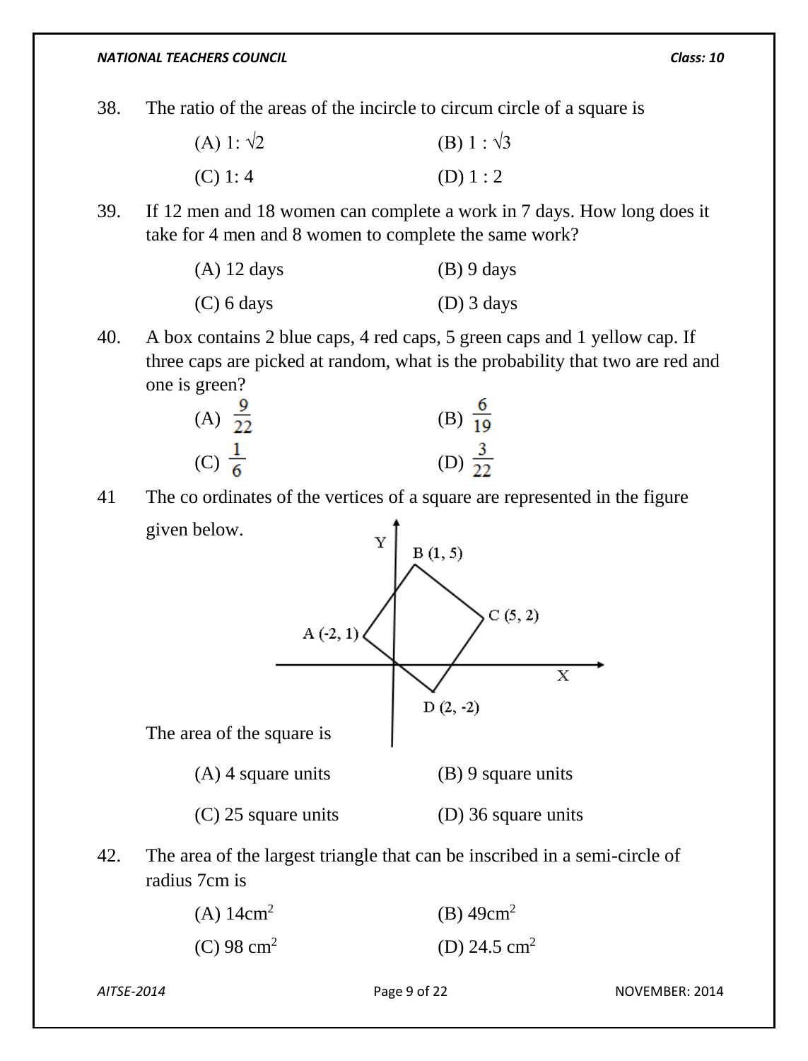38. The ratio of the areas of the incircle to circum circle of a square is

(A) $1: \sqrt{2}$ (B) $1 : \sqrt{3}$

(C) 1: 4 (D) 1 : 2

39. If 12 men and 18 women can complete a work in 7 days. How long does it take for 4 men and 8 women to complete the same work?

(A) 12 days (B) 9 days

(C) 6 days (D) 3 days

40. A box contains 2 blue caps, 4 red caps, 5 green caps and 1 yellow cap. If three caps are picked at random, what is the probability that two are red and one is green?

(A) $\frac{9}{22}$ (B) $\frac{6}{19}$

(C) $\frac{1}{6}$ (D) $\frac{3}{22}$

41 The co ordinates of the vertices of a square are represented in the figure given below.

Y, X, B (1, 5), C (5, 2), A (-2, 1), D (2, -2)

The area of the square is

(A) 4 square units (B) 9 square units

(C) 25 square units (D) 36 square units

42. The area of the largest triangle that can be inscribed in a semi-circle of radius 7cm is

(A) $14cm^2$ (B) $49cm^2$

(C) $98\ cm^2$ (D) $24.5\ cm^2$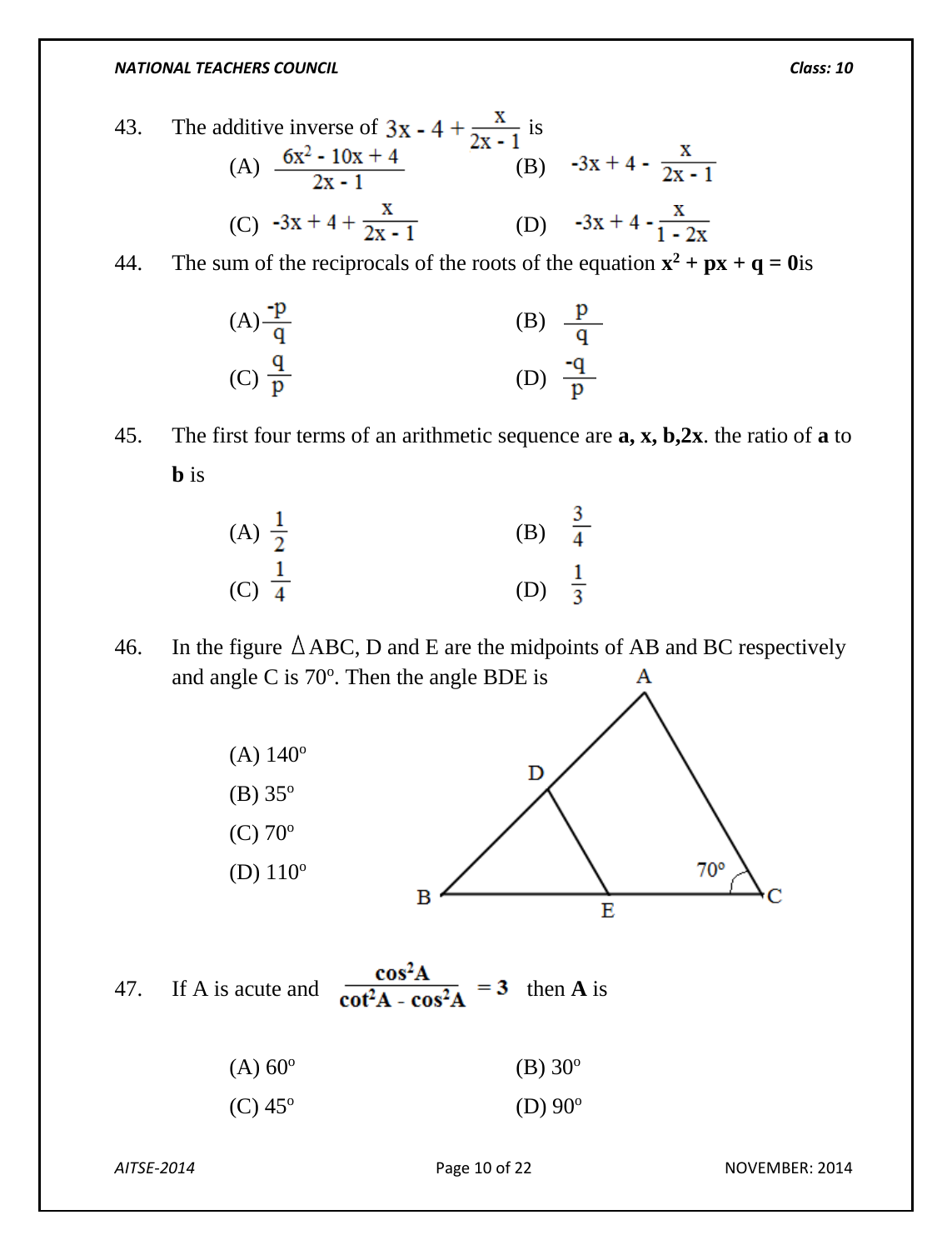43. The additive inverse of $3x - 4 + \frac{x}{2x - 1}$ is

(A) $\frac{6x^2 - 10x + 4}{2x - 1}$

(B) $-3x + 4 - \frac{x}{2x - 1}$

(C) $-3x + 4 + \frac{x}{2x - 1}$

(D) $-3x + 4 - \frac{x}{1 - 2x}$

44. The sum of the reciprocals of the roots of the equation $\mathbf{x^2 + px + q = 0}$ is

(A) $\frac{-p}{q}$

(B) $\frac{p}{q}$

(C) $\frac{q}{p}$

(D) $\frac{-q}{p}$

45. The first four terms of an arithmetic sequence are **a, x, b,2x**. the ratio of **a** to **b** is

(A) $\frac{1}{2}$

(B) $\frac{3}{4}$

(C) $\frac{1}{4}$

(D) $\frac{1}{3}$

46. In the figure $\Delta$ABC, D and E are the midpoints of AB and BC respectively and angle C is $70^o$. Then the angle BDE is

(A) $140^o$

(B) $35^o$

(C) $70^o$

(D) $110^o$

47. If A is acute and $\frac{\cos^2 A}{\cot^2 A - \cos^2 A} = 3$ then **A** is

(A) $60^o$

(B) $30^o$

(C) $45^o$

(D) $90^o$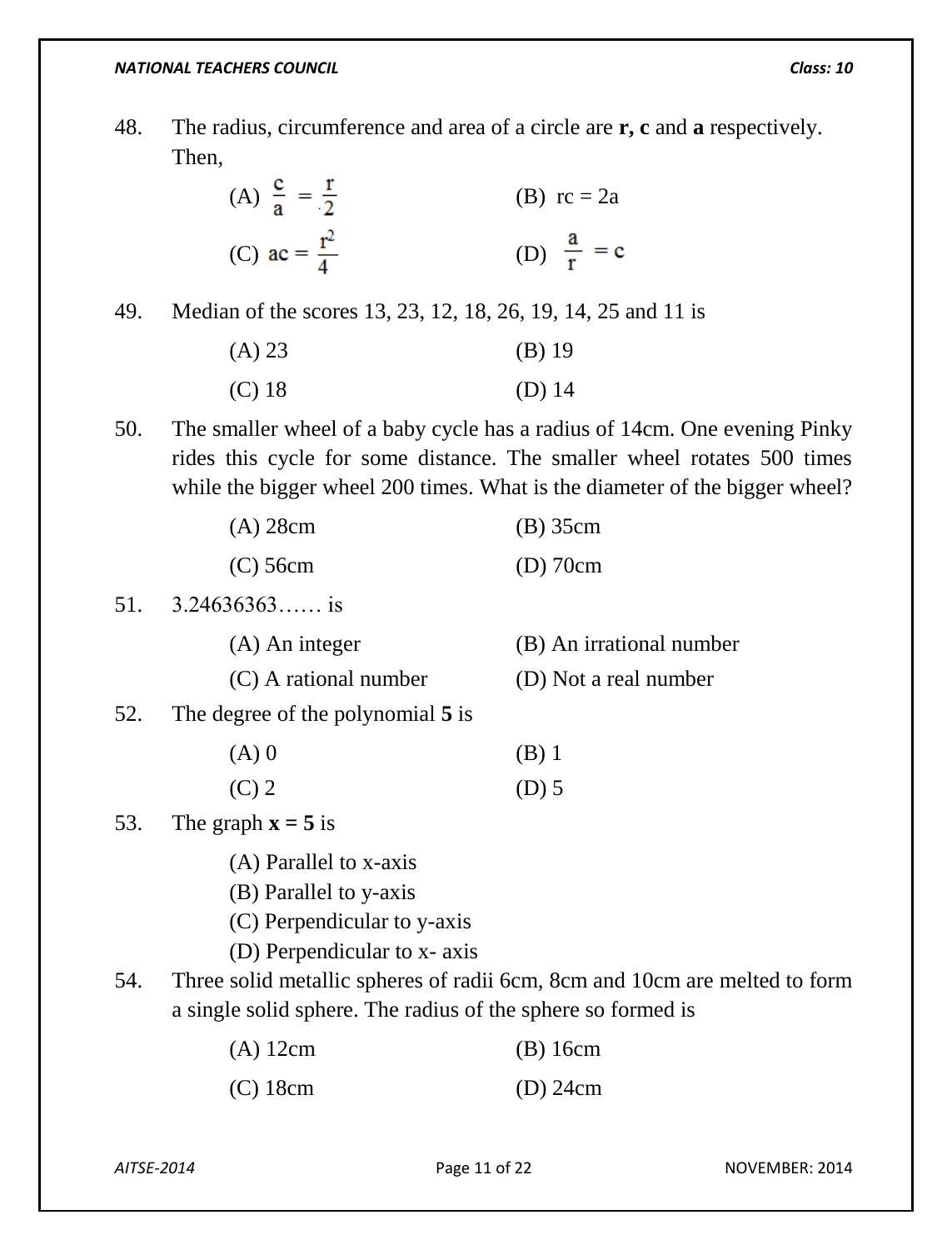48. The radius, circumference and area of a circle are **r, c** and **a** respectively. Then,

(A) $\frac{c}{a} = \frac{r}{2}$ (B) rc = 2a

(C) $ac = \frac{r^2}{4}$ (D) $\frac{a}{r} = c$

49. Median of the scores 13, 23, 12, 18, 26, 19, 14, 25 and 11 is

(A) 23 (B) 19

(C) 18 (D) 14

50. The smaller wheel of a baby cycle has a radius of 14cm. One evening Pinky rides this cycle for some distance. The smaller wheel rotates 500 times while the bigger wheel 200 times. What is the diameter of the bigger wheel?

(A) 28cm (B) 35cm

(C) 56cm (D) 70cm

51. 3.24636363…… is

(A) An integer (B) An irrational number

(C) A rational number (D) Not a real number

52. The degree of the polynomial **5** is

(A) 0 (B) 1

(C) 2 (D) 5

53. The graph **x = 5** is

(A) Parallel to x-axis

(B) Parallel to y-axis

(C) Perpendicular to y-axis

(D) Perpendicular to x- axis

54. Three solid metallic spheres of radii 6cm, 8cm and 10cm are melted to form a single solid sphere. The radius of the sphere so formed is

(A) 12cm (B) 16cm

(C) 18cm (D) 24cm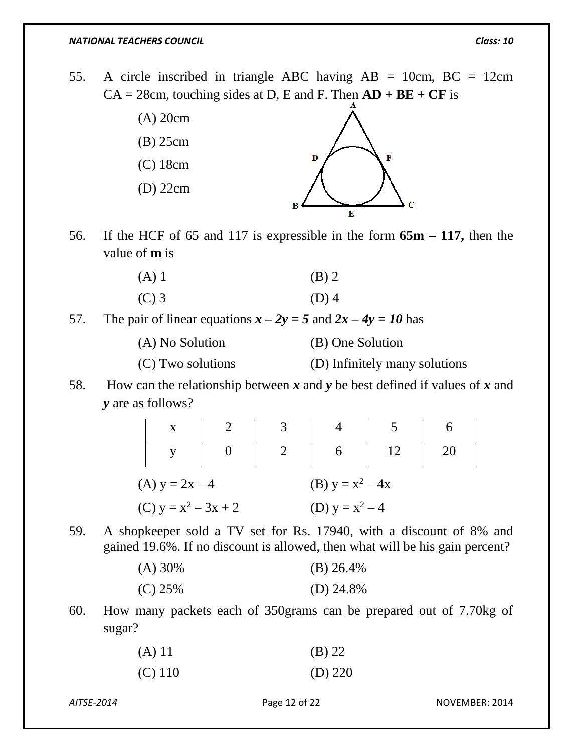55. A circle inscribed in triangle ABC having AB = 10cm, BC = 12cm CA = 28cm, touching sides at D, E and F. Then **AD + BE + CF** is

(A) 20cm

(B) 25cm

(C) 18cm

(D) 22cm

56. If the HCF of 65 and 117 is expressible in the form **65m – 117,** then the value of **m** is

(A) 1 (B) 2

(C) 3 (D) 4

57. The pair of linear equations ***x – 2y = 5*** and ***2x – 4y = 10*** has

(A) No Solution (B) One Solution

(C) Two solutions (D) Infinitely many solutions

58. How can the relationship between $x$ and $y$ be best defined if values of $x$ and $y$ are as follows?

| x | 2 | 3 | 4 | 5 | 6 |
|---|---|---|---|---|---|
| y | 0 | 2 | 6 | 12 | 20 |

(A) $y = 2x - 4$ (B) $y = x^2 - 4x$

(C) $y = x^2 - 3x + 2$ (D) $y = x^2 - 4$

59. A shopkeeper sold a TV set for Rs. 17940, with a discount of 8% and gained 19.6%. If no discount is allowed, then what will be his gain percent?

(A) 30% (B) 26.4%

(C) 25% (D) 24.8%

60. How many packets each of 350grams can be prepared out of 7.70kg of sugar?

(A) 11 (B) 22

(C) 110 (D) 220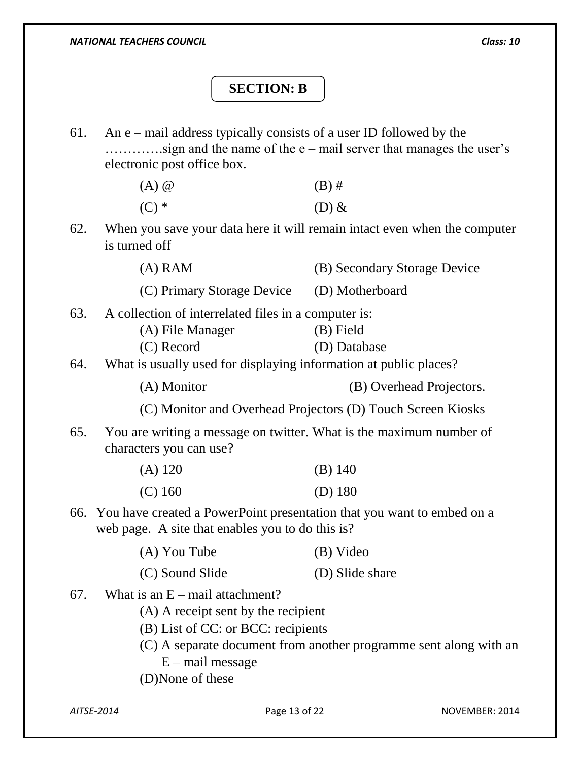## SECTION: B

61. An e – mail address typically consists of a user ID followed by the …………sign and the name of the e – mail server that manages the user's electronic post office box.

    (A) @ (B) #

    (C) * (D) &

62. When you save your data here it will remain intact even when the computer is turned off

    (A) RAM (B) Secondary Storage Device

    (C) Primary Storage Device (D) Motherboard

63. A collection of interrelated files in a computer is:

    (A) File Manager (B) Field

    (C) Record (D) Database

64. What is usually used for displaying information at public places?

    (A) Monitor (B) Overhead Projectors.

    (C) Monitor and Overhead Projectors (D) Touch Screen Kiosks

65. You are writing a message on twitter. What is the maximum number of characters you can use?

    (A) 120 (B) 140

    (C) 160 (D) 180

66. You have created a PowerPoint presentation that you want to embed on a web page. A site that enables you to do this is?

    (A) You Tube (B) Video

    (C) Sound Slide (D) Slide share

67. What is an E – mail attachment?

    (A) A receipt sent by the recipient

    (B) List of CC: or BCC: recipients

    (C) A separate document from another programme sent along with an E – mail message

    (D)None of these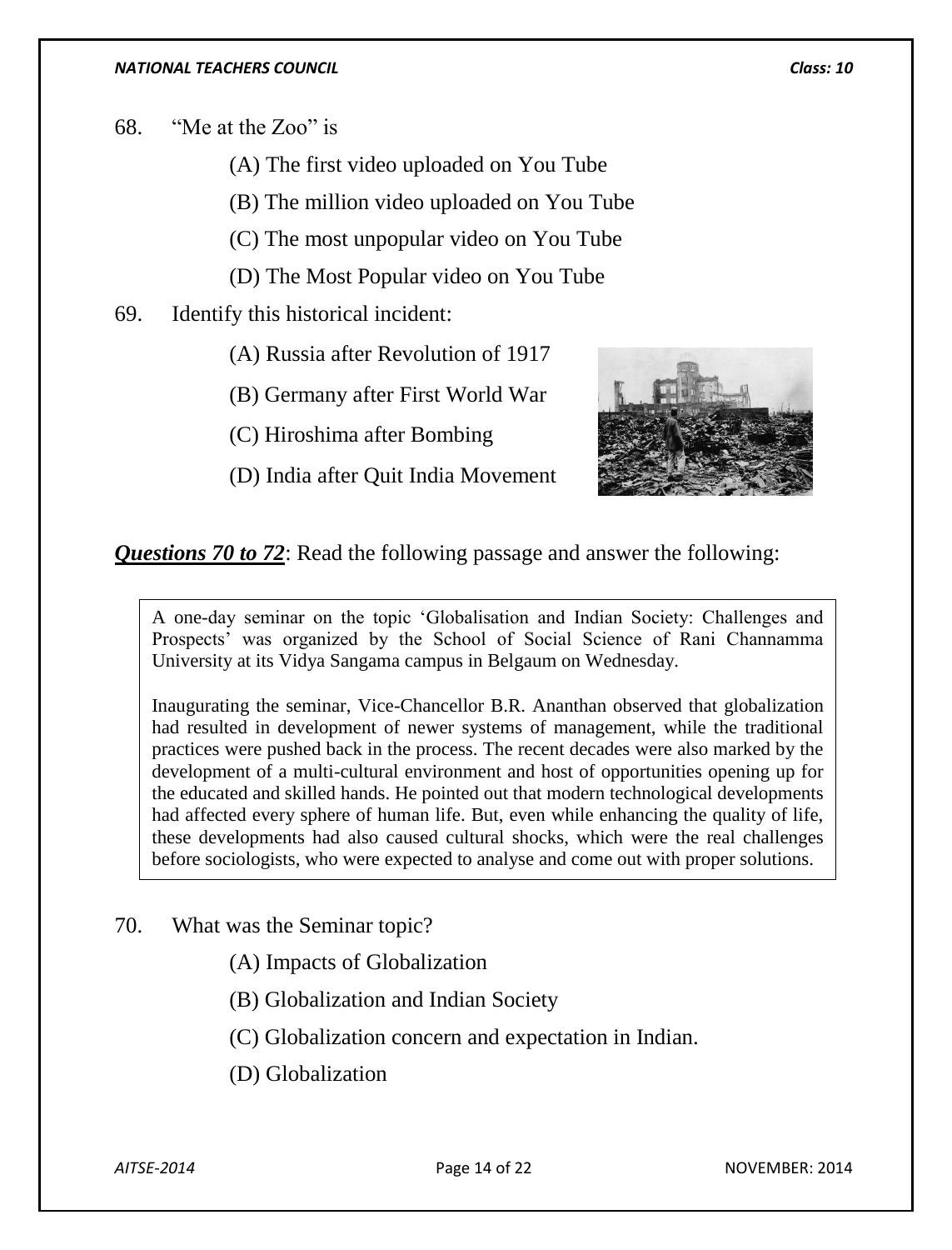68. "Me at the Zoo" is

(A) The first video uploaded on You Tube

(B) The million video uploaded on You Tube

(C) The most unpopular video on You Tube

(D) The Most Popular video on You Tube

69. Identify this historical incident:

(A) Russia after Revolution of 1917

(B) Germany after First World War

(C) Hiroshima after Bombing

(D) India after Quit India Movement

***Questions 70 to 72***: Read the following passage and answer the following:

> A one-day seminar on the topic 'Globalisation and Indian Society: Challenges and Prospects' was organized by the School of Social Science of Rani Channamma University at its Vidya Sangama campus in Belgaum on Wednesday.
>
> Inaugurating the seminar, Vice-Chancellor B.R. Ananthan observed that globalization had resulted in development of newer systems of management, while the traditional practices were pushed back in the process. The recent decades were also marked by the development of a multi-cultural environment and host of opportunities opening up for the educated and skilled hands. He pointed out that modern technological developments had affected every sphere of human life. But, even while enhancing the quality of life, these developments had also caused cultural shocks, which were the real challenges before sociologists, who were expected to analyse and come out with proper solutions.

70. What was the Seminar topic?

(A) Impacts of Globalization

(B) Globalization and Indian Society

(C) Globalization concern and expectation in Indian.

(D) Globalization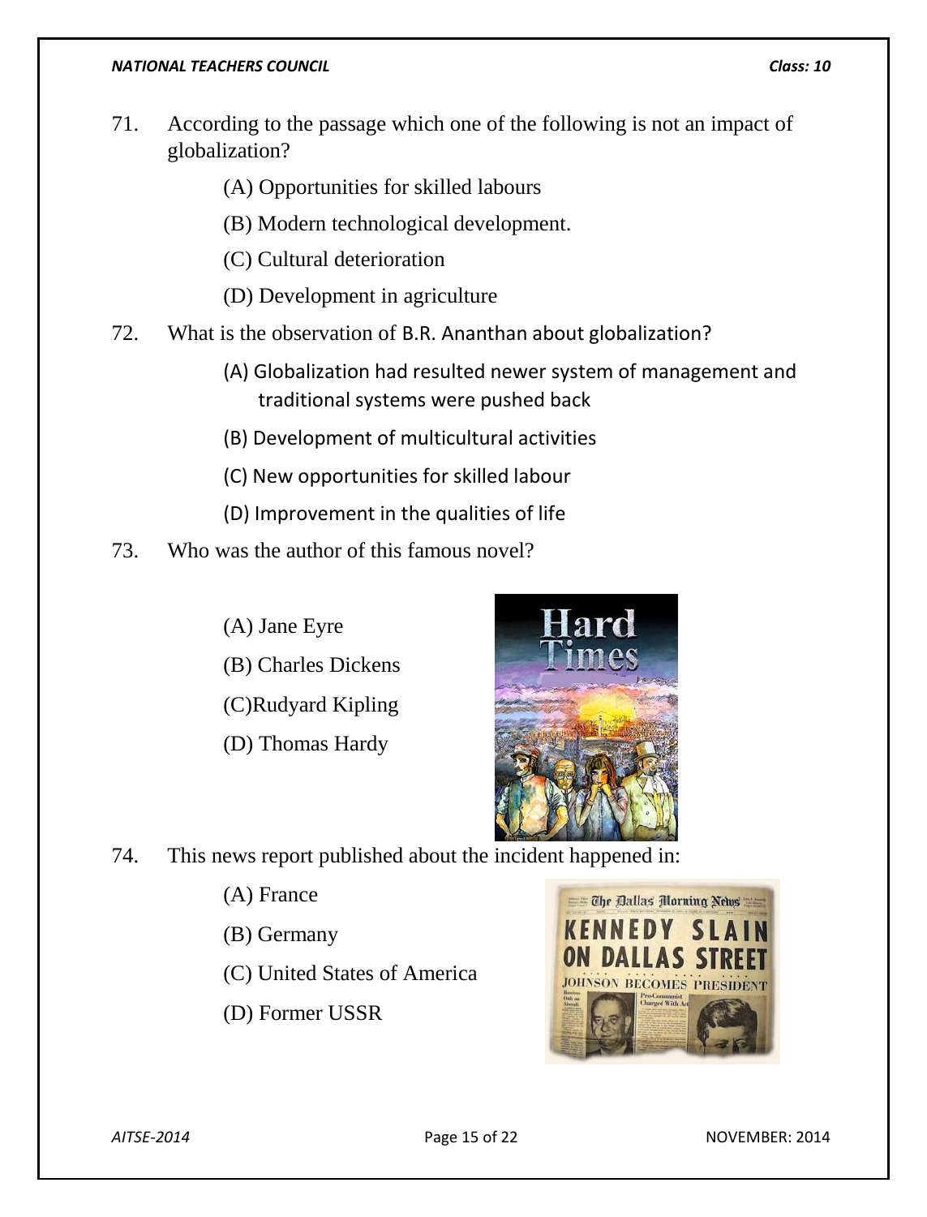71. According to the passage which one of the following is not an impact of globalization?

    (A) Opportunities for skilled labours

    (B) Modern technological development.

    (C) Cultural deterioration

    (D) Development in agriculture

72. What is the observation of B.R. Ananthan about globalization?

    (A) Globalization had resulted newer system of management and traditional systems were pushed back

    (B) Development of multicultural activities

    (C) New opportunities for skilled labour

    (D) Improvement in the qualities of life

73. Who was the author of this famous novel?

    (A) Jane Eyre

    (B) Charles Dickens

    (C) Rudyard Kipling

    (D) Thomas Hardy

74. This news report published about the incident happened in:

    (A) France

    (B) Germany

    (C) United States of America

    (D) Former USSR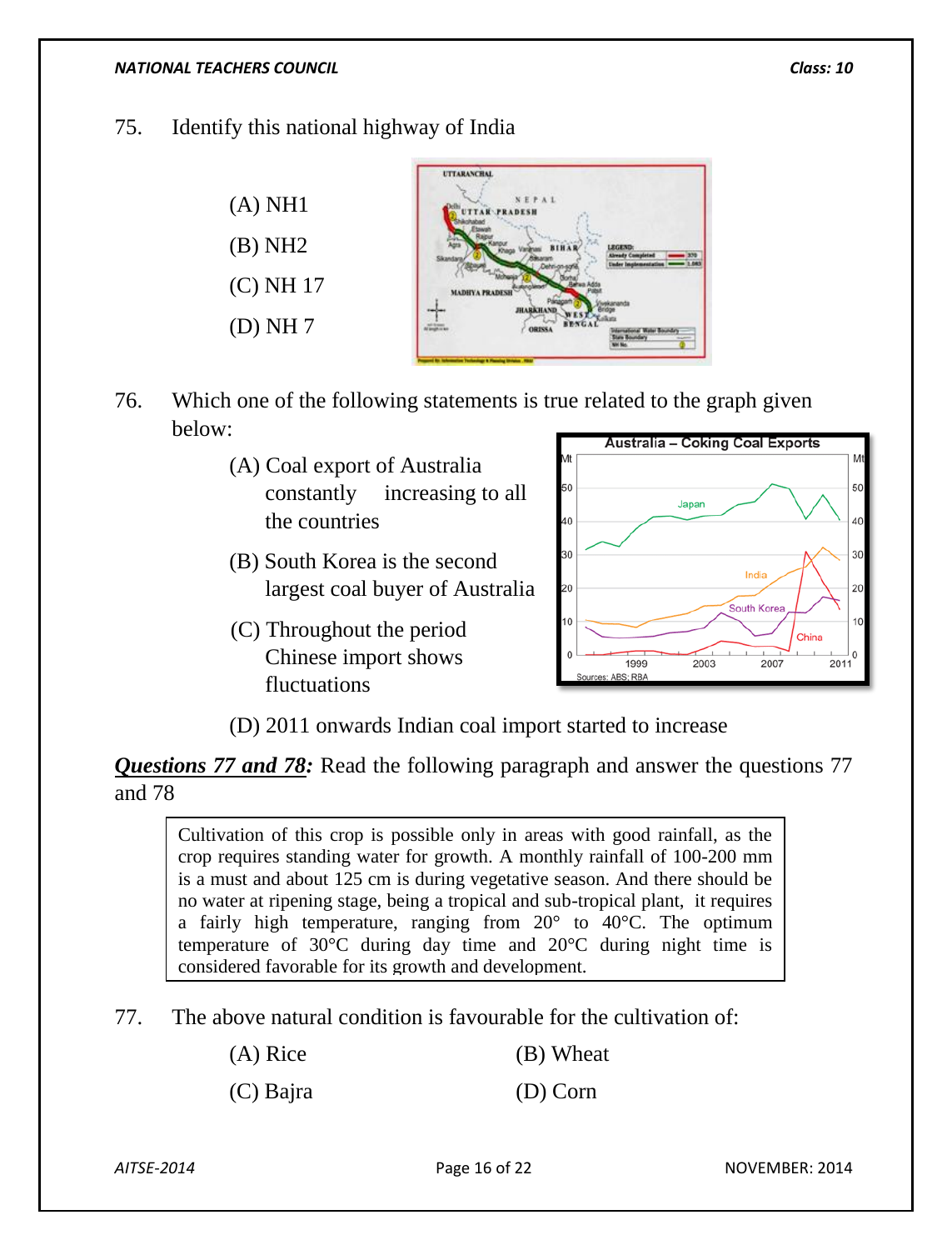75. Identify this national highway of India

(A) NH1

(B) NH2

(C) NH 17

(D) NH 7

76. Which one of the following statements is true related to the graph given below:

(A) Coal export of Australia constantly increasing to all the countries

(B) South Korea is the second largest coal buyer of Australia

(C) Throughout the period Chinese import shows fluctuations

(D) 2011 onwards Indian coal import started to increase

***Questions 77 and 78:*** Read the following paragraph and answer the questions 77 and 78

> Cultivation of this crop is possible only in areas with good rainfall, as the crop requires standing water for growth. A monthly rainfall of 100-200 mm is a must and about 125 cm is during vegetative season. And there should be no water at ripening stage, being a tropical and sub-tropical plant, it requires a fairly high temperature, ranging from 20° to 40°C. The optimum temperature of 30°C during day time and 20°C during night time is considered favorable for its growth and development.

77. The above natural condition is favourable for the cultivation of:

(A) Rice

(B) Wheat

(C) Bajra

(D) Corn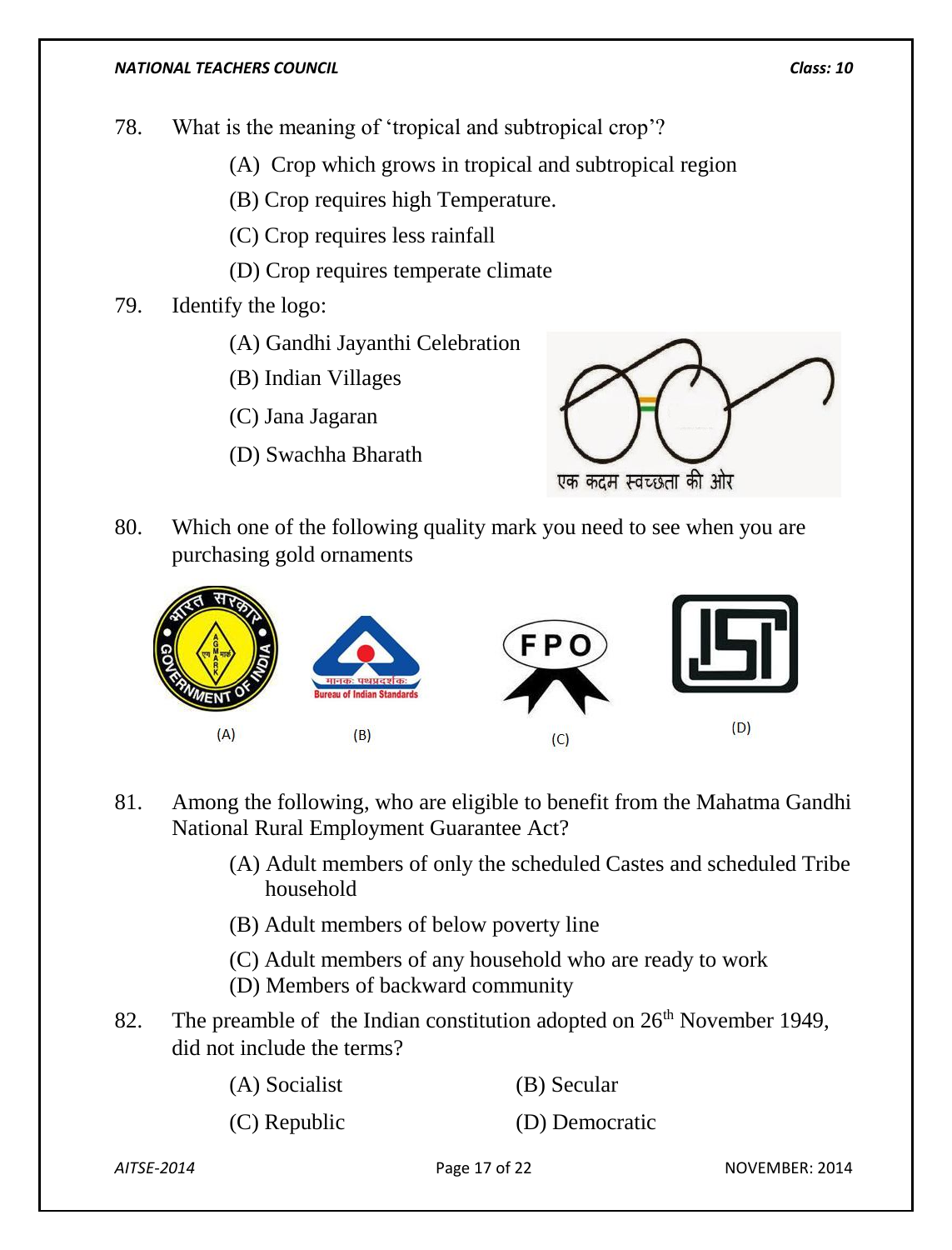78. What is the meaning of 'tropical and subtropical crop'?

(A) Crop which grows in tropical and subtropical region

(B) Crop requires high Temperature.

(C) Crop requires less rainfall

(D) Crop requires temperate climate

79. Identify the logo:

(A) Gandhi Jayanthi Celebration

(B) Indian Villages

(C) Jana Jagaran

(D) Swachha Bharath

एक कदम स्वच्छता की ओर

80. Which one of the following quality mark you need to see when you are purchasing gold ornaments

(A) (B) (C) (D)

81. Among the following, who are eligible to benefit from the Mahatma Gandhi National Rural Employment Guarantee Act?

(A) Adult members of only the scheduled Castes and scheduled Tribe household

(B) Adult members of below poverty line

(C) Adult members of any household who are ready to work

(D) Members of backward community

82. The preamble of the Indian constitution adopted on 26th November 1949, did not include the terms?

(A) Socialist (B) Secular

(C) Republic (D) Democratic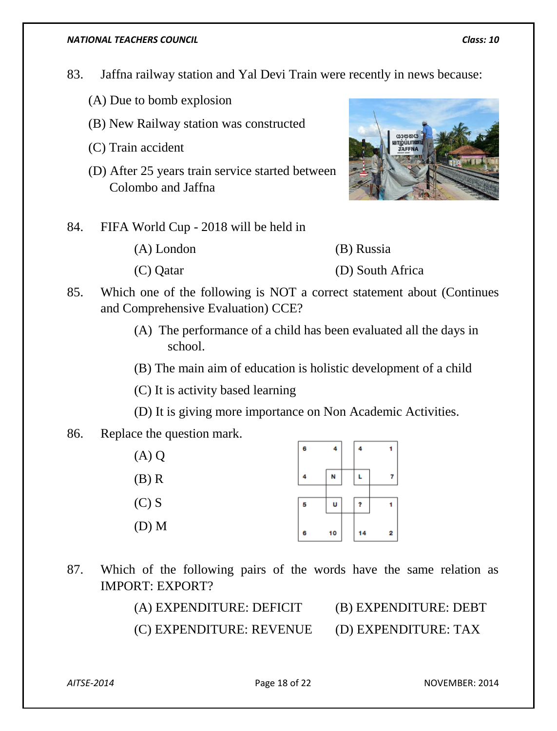83. Jaffna railway station and Yal Devi Train were recently in news because:

(A) Due to bomb explosion

(B) New Railway station was constructed

(C) Train accident

(D) After 25 years train service started between Colombo and Jaffna

84. FIFA World Cup - 2018 will be held in

(A) London (B) Russia

(C) Qatar (D) South Africa

85. Which one of the following is NOT a correct statement about (Continues and Comprehensive Evaluation) CCE?

(A) The performance of a child has been evaluated all the days in school.

(B) The main aim of education is holistic development of a child

(C) It is activity based learning

(D) It is giving more importance on Non Academic Activities.

86. Replace the question mark.

(A) Q

(B) R

(C) S

(D) M

| 6 | 4 | 4 | 1 |
|---|---|---|---|
| 4 | N | L | 7 |
| 5 | U | ? | 1 |
| 6 | 10 | 14 | 2 |

87. Which of the following pairs of the words have the same relation as IMPORT: EXPORT?

(A) EXPENDITURE: DEFICIT (B) EXPENDITURE: DEBT

(C) EXPENDITURE: REVENUE (D) EXPENDITURE: TAX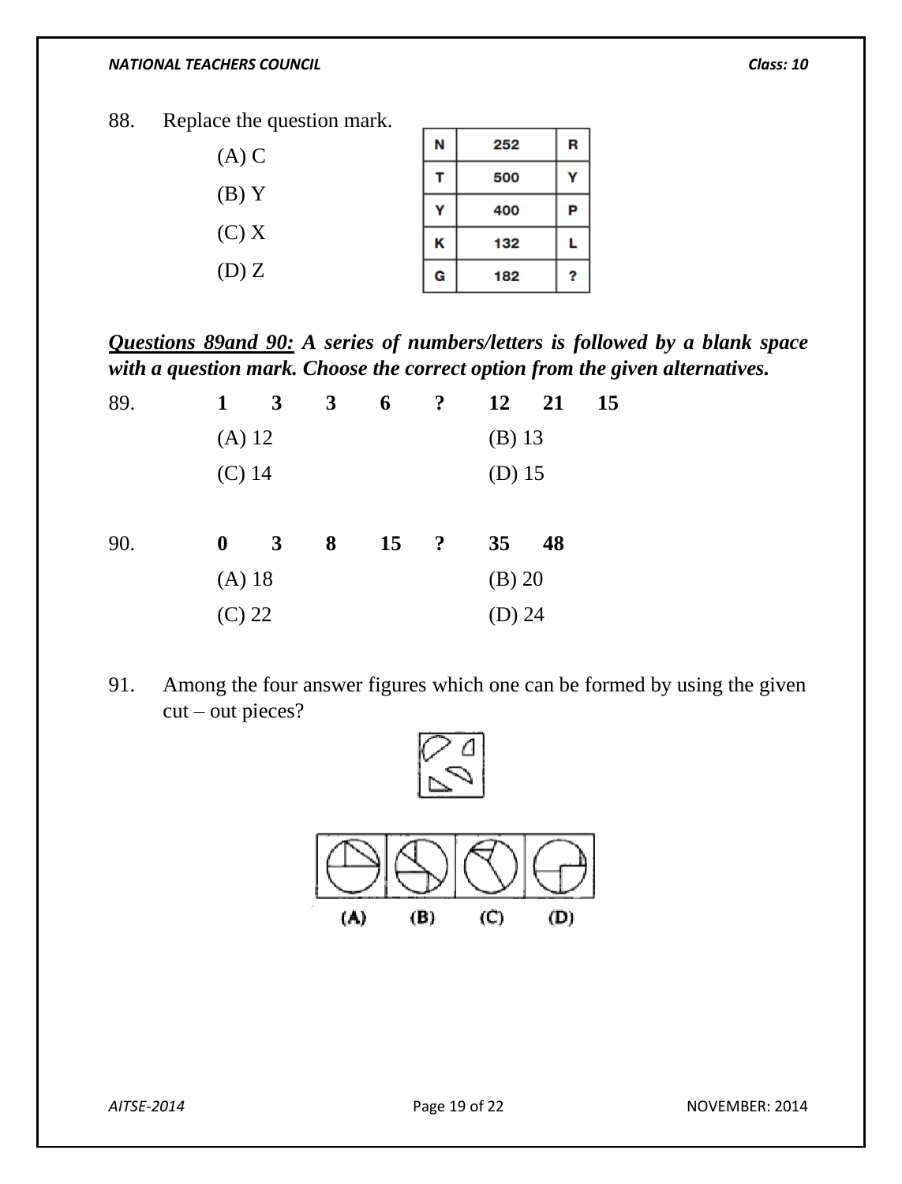88. Replace the question mark.

(A) C

(B) Y

(C) X

(D) Z

| N | 252 | R |
|---|---|---|
| T | 500 | Y |
| Y | 400 | P |
| K | 132 | L |
| G | 182 | ? |

***Questions 89and 90:* A series of numbers/letters is followed by a blank space with a question mark. Choose the correct option from the given alternatives.**

89. **1 3 3 6 ? 12 21 15**

(A) 12 (B) 13

(C) 14 (D) 15

90. **0 3 8 15 ? 35 48**

(A) 18 (B) 20

(C) 22 (D) 24

91. Among the four answer figures which one can be formed by using the given cut – out pieces?

(A) (B) (C) (D)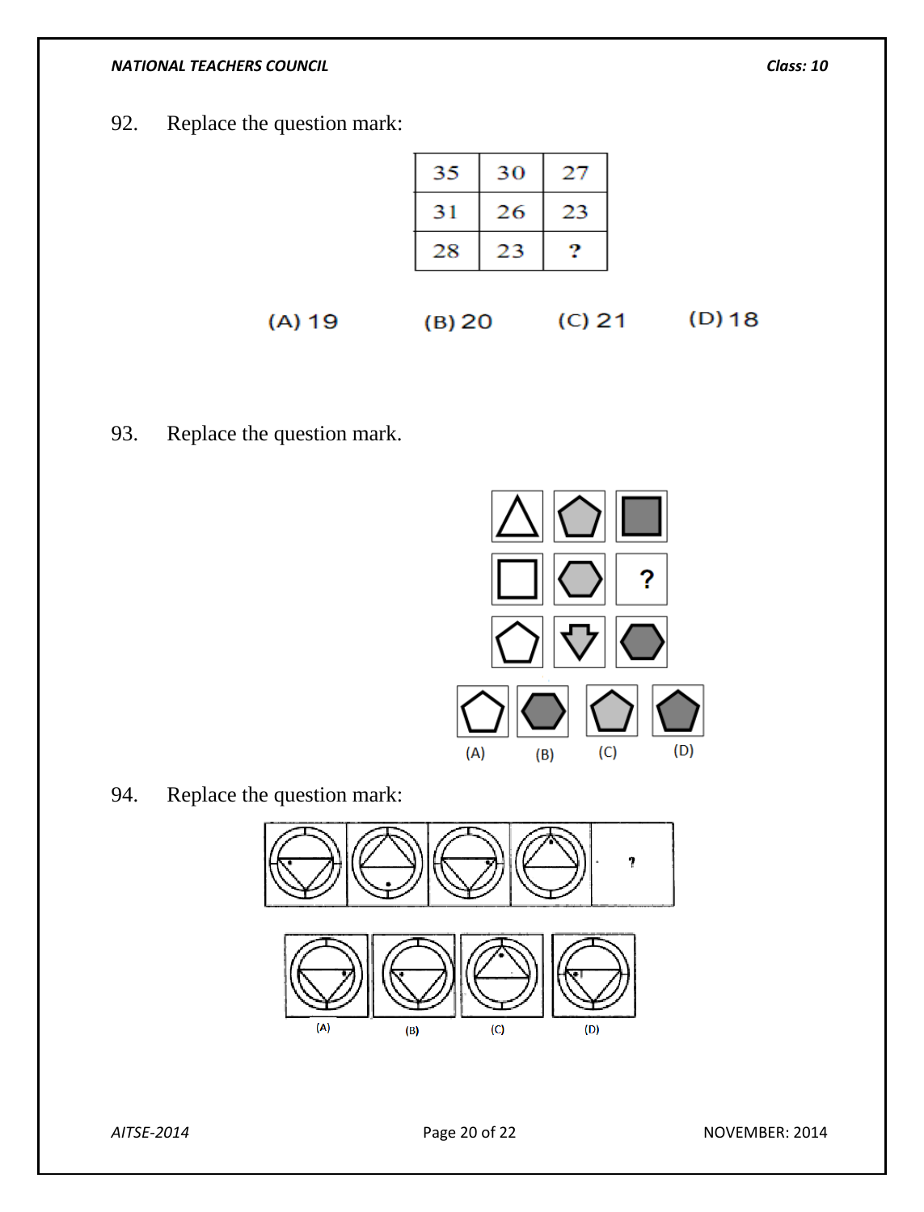92. Replace the question mark:

| 35 | 30 | 27 |
|---|---|---|
| 31 | 26 | 23 |
| 28 | 23 | ? |

(A) 19 (B) 20 (C) 21 (D) 18

93. Replace the question mark.

(A) (B) (C) (D)

94. Replace the question mark:

(A) (B) (C) (D)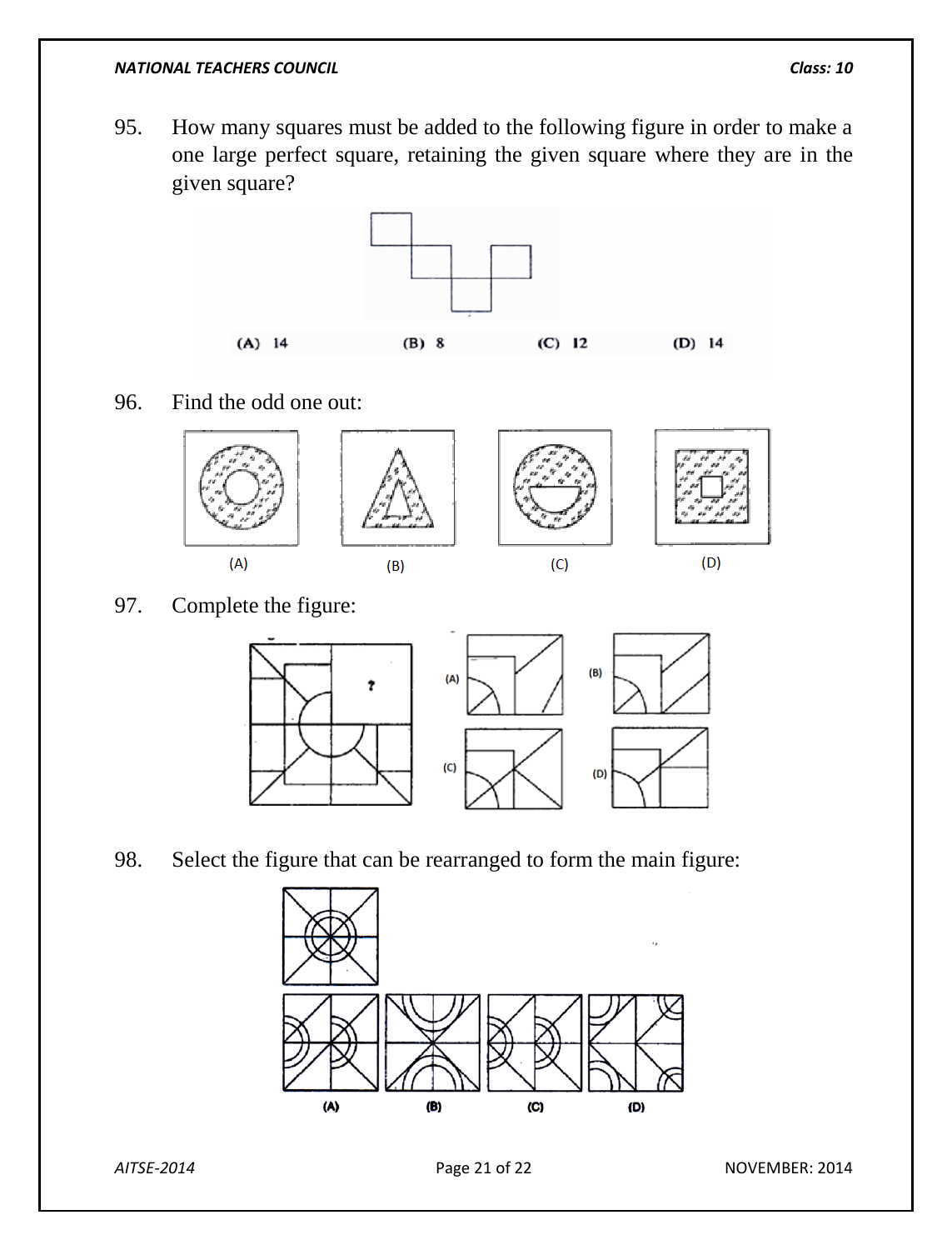95. How many squares must be added to the following figure in order to make a one large perfect square, retaining the given square where they are in the given square?

(A) 14 (B) 8 (C) 12 (D) 14

96. Find the odd one out:

(A) (B) (C) (D)

97. Complete the figure:

(A) (B) (C) (D)

98. Select the figure that can be rearranged to form the main figure:

(A) (B) (C) (D)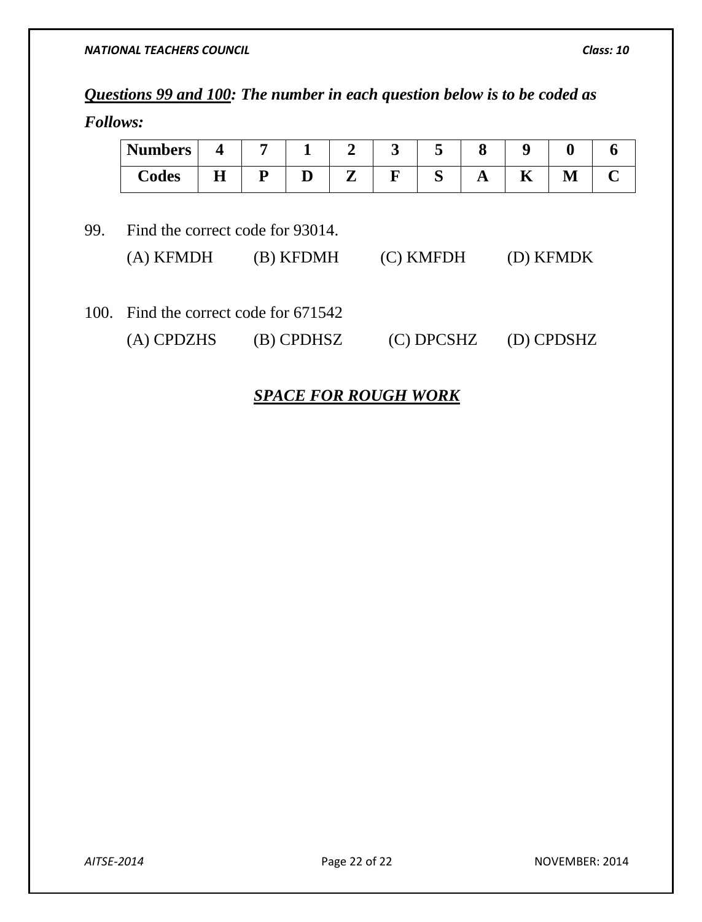***<u>Questions 99 and 100</u>: The number in each question below is to be coded as Follows:***

| **Numbers** | **4** | **7** | **1** | **2** | **3** | **5** | **8** | **9** | **0** | **6** |
|---|---|---|---|---|---|---|---|---|---|---|
| **Codes** | **H** | **P** | **D** | **Z** | **F** | **S** | **A** | **K** | **M** | **C** |

99. Find the correct code for 93014.

    (A) KFMDH (B) KFDMH (C) KMFDH (D) KFMDK

100. Find the correct code for 671542

    (A) CPDZHS (B) CPDHSZ (C) DPCSHZ (D) CPDSHZ

***<u>SPACE FOR ROUGH WORK</u>***